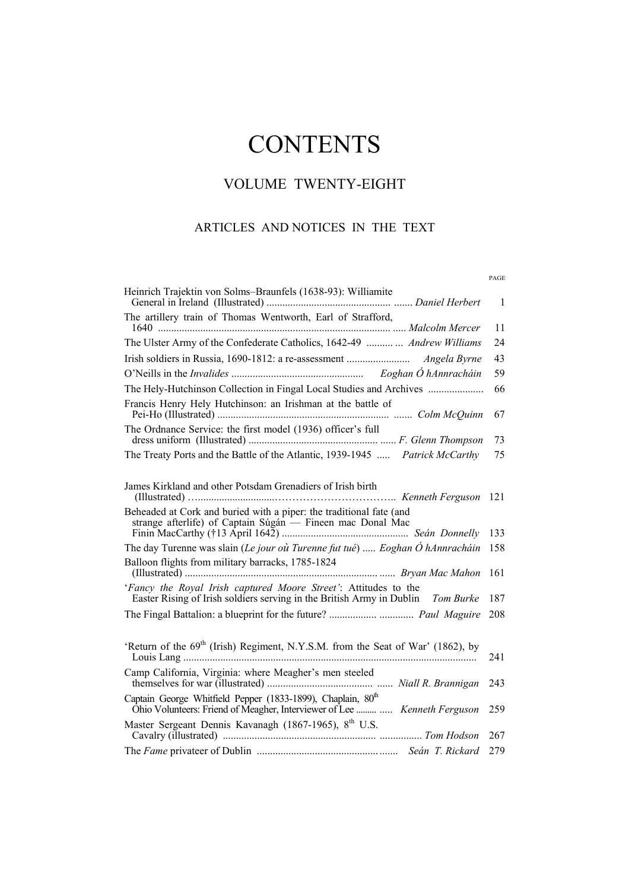# CONTENTS

## VOLUME TWENTY-EIGHT

### ARTICLES AND NOTICES IN THE TEXT

| | | PAGE |
|---|---|---|
| Heinrich Trajektin von Solms–Braunfels (1638-93): Williamite General in Ireland (Illustrated) | *Daniel Herbert* | 1 |
| The artillery train of Thomas Wentworth, Earl of Strafford, 1640 | *Malcolm Mercer* | 11 |
| The Ulster Army of the Confederate Catholics, 1642-49 | *Andrew Williams* | 24 |
| Irish soldiers in Russia, 1690-1812: a re-assessment | *Angela Byrne* | 43 |
| O'Neills in the *Invalides* | *Eoghan Ó hAnnracháin* | 59 |
| The Hely-Hutchinson Collection in Fingal Local Studies and Archives | | 66 |
| Francis Henry Hely Hutchinson: an Irishman at the battle of Pei-Ho (Illustrated) | *Colm McQuinn* | 67 |
| The Ordnance Service: the first model (1936) officer's full dress uniform (Illustrated) | *F. Glenn Thompson* | 73 |
| The Treaty Ports and the Battle of the Atlantic, 1939-1945 | *Patrick McCarthy* | 75 |
| | | |
| James Kirkland and other Potsdam Grenadiers of Irish birth (Illustrated) | *Kenneth Ferguson* | 121 |
| Beheaded at Cork and buried with a piper: the traditional fate (and strange afterlife) of Captain Súgán — Fineen mac Donal Mac Finin MacCarthy (†13 April 1642) | *Seán Donnelly* | 133 |
| The day Turenne was slain (*Le jour où Turenne fut tué*) | *Eoghan Ó hAnnracháin* | 158 |
| Balloon flights from military barracks, 1785-1824 (Illustrated) | *Bryan Mac Mahon* | 161 |
| '*Fancy the Royal Irish captured Moore Street*': Attitudes to the Easter Rising of Irish soldiers serving in the British Army in Dublin | *Tom Burke* | 187 |
| The Fingal Battalion: a blueprint for the future? | *Paul Maguire* | 208 |
| | | |
| 'Return of the 69th (Irish) Regiment, N.Y.S.M. from the Seat of War' (1862), by Louis Lang | | 241 |
| Camp California, Virginia: where Meagher's men steeled themselves for war (illustrated) | *Niall R. Brannigan* | 243 |
| Captain George Whitfield Pepper (1833-1899), Chaplain, 80th Ohio Volunteers: Friend of Meagher, Interviewer of Lee | *Kenneth Ferguson* | 259 |
| Master Sergeant Dennis Kavanagh (1867-1965), 8th U.S. Cavalry (illustrated) | *Tom Hodson* | 267 |
| The *Fame* privateer of Dublin | *Seán T. Rickard* | 279 |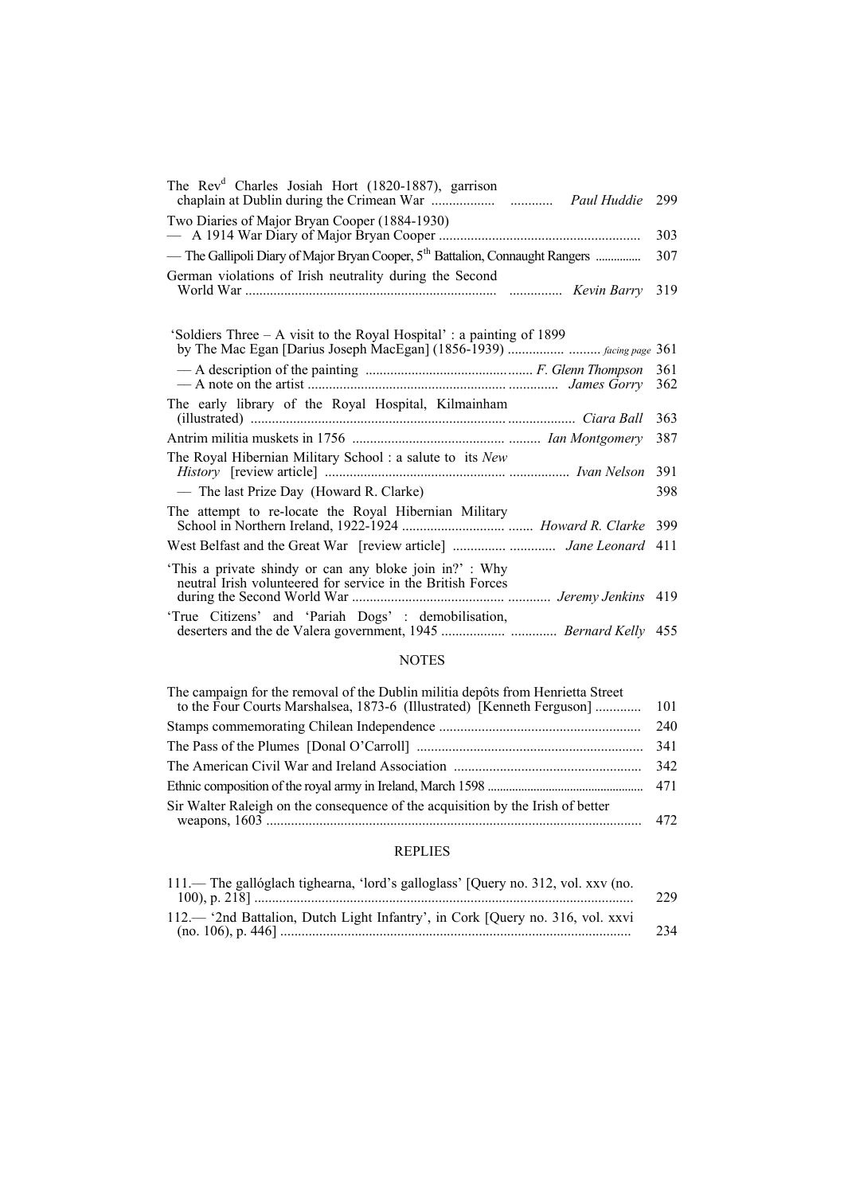The Rev[d] Charles Josiah Hort (1820-1887), garrison chaplain at Dublin during the Crimean War .................. ............ *Paul Huddie* 299

Two Diaries of Major Bryan Cooper (1884-1930)

— A 1914 War Diary of Major Bryan Cooper ......................................................... 303

— The Gallipoli Diary of Major Bryan Cooper, 5th Battalion, Connaught Rangers .............. 307

German violations of Irish neutrality during the Second World War ....................................................................... .............. *Kevin Barry* 319

'Soldiers Three – A visit to the Royal Hospital' : a painting of 1899 by The Mac Egan [Darius Joseph MacEgan] (1856-1939) ................ ......... *facing page* 361

— A description of the painting ............................................... *F. Glenn Thompson* 361

— A note on the artist ...................................................... .............. *James Gorry* 362

The early library of the Royal Hospital, Kilmainham (illustrated) ........................................................................ .................. *Ciara Ball* 363

Antrim militia muskets in 1756 .......................................... ......... *Ian Montgomery* 387

The Royal Hibernian Military School : a salute to its *New History* [review article] ................................................... ................. *Ivan Nelson* 391

— The last Prize Day (Howard R. Clarke) 398

The attempt to re-locate the Royal Hibernian Military School in Northern Ireland, 1922-1924 ............................ ....... *Howard R. Clarke* 399

West Belfast and the Great War [review article] ............... ............. *Jane Leonard* 411

'This a private shindy or can any bloke join in?' : Why neutral Irish volunteered for service in the British Forces during the Second World War ......................................... ............ *Jeremy Jenkins* 419

'True Citizens' and 'Pariah Dogs' : demobilisation, deserters and the de Valera government, 1945 .................. ............. *Bernard Kelly* 455

## NOTES

The campaign for the removal of the Dublin militia depôts from Henrietta Street to the Four Courts Marshalsea, 1873-6 (Illustrated) [Kenneth Ferguson] ............. 101

Stamps commemorating Chilean Independence ......................................................... 240

The Pass of the Plumes [Donal O'Carroll] ............................................................... 341

The American Civil War and Ireland Association ..................................................... 342

Ethnic composition of the royal army in Ireland, March 1598 ................................................... 471

Sir Walter Raleigh on the consequence of the acquisition by the Irish of better weapons, 1603 ......................................................................................................... 472

## REPLIES

111.— The gallóglach tighearna, 'lord's galloglass' [Query no. 312, vol. xxv (no. 100), p. 218] ........................................................................................................... 229

112.— '2nd Battalion, Dutch Light Infantry', in Cork [Query no. 316, vol. xxvi (no. 106), p. 446] .................................................................................................. 234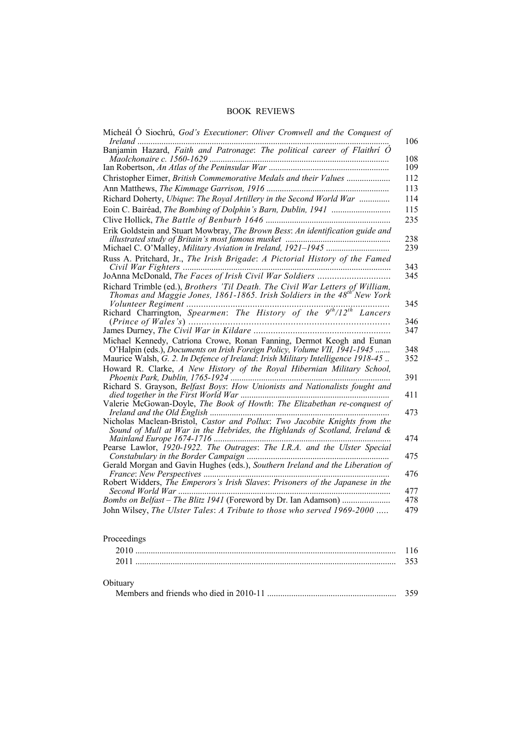## BOOK REVIEWS

| | |
|---|---|
| Mícheál Ó Siochrú, *God's Executioner*: *Oliver Cromwell and the Conquest of Ireland* | 106 |
| Banjamin Hazard, *Faith and Patronage*: *The political career of Flaithrí Ó Maolchonaire c. 1560-1629* | 108 |
| Ian Robertson, *An Atlas of the Peninsular War* | 109 |
| Christopher Eimer, *British Commemorative Medals and their Values* | 112 |
| Ann Matthews, *The Kimmage Garrison, 1916* | 113 |
| Richard Doherty, *Ubique*: *The Royal Artillery in the Second World War* | 114 |
| Eoin C. Bairéad, *The Bombing of Dolphin's Barn, Dublin, 1941* | 115 |
| Clive Hollick, *The Battle of Benburb 1646* | 235 |
| Erik Goldstein and Stuart Mowbray, *The Brown Bess*: *An identification guide and illustrated study of Britain's most famous musket* | 238 |
| Michael C. O'Malley, *Military Aviation in Ireland, 1921–1945* | 239 |
| Russ A. Pritchard, Jr., *The Irish Brigade*: *A Pictorial History of the Famed Civil War Fighters* | 343 |
| JoAnna McDonald, *The Faces of Irish Civil War Soldiers* | 345 |
| Richard Trimble (ed.), *Brothers 'Til Death. The Civil War Letters of William, Thomas and Maggie Jones, 1861-1865. Irish Soldiers in the 48th New York Volunteer Regiment* | 345 |
| Richard Charrington, *Spearmen*: *The History of the 9th/12th Lancers (Prince of Wales's)* | 346 |
| James Durney, *The Civil War in Kildare* | 347 |
| Michael Kennedy, Catríona Crowe, Ronan Fanning, Dermot Keogh and Eunan O'Halpin (eds.), *Documents on Irish Foreign Policy, Volume VII, 1941-1945* | 348 |
| Maurice Walsh, *G. 2. In Defence of Ireland*: *Irish Military Intelligence 1918-45* | 352 |
| Howard R. Clarke, *A New History of the Royal Hibernian Military School, Phoenix Park, Dublin, 1765-1924* | 391 |
| Richard S. Grayson, *Belfast Boys*: *How Unionists and Nationalists fought and died together in the First World War* | 411 |
| Valerie McGowan-Doyle, *The Book of Howth*: *The Elizabethan re-conquest of Ireland and the Old English* | 473 |
| Nicholas Maclean-Bristol, *Castor and Pollux*: *Two Jacobite Knights from the Sound of Mull at War in the Hebrides, the Highlands of Scotland, Ireland & Mainland Europe 1674-1716* | 474 |
| Pearse Lawlor, *1920-1922. The Outrages*: *The I.R.A. and the Ulster Special Constabulary in the Border Campaign* | 475 |
| Gerald Morgan and Gavin Hughes (eds.), *Southern Ireland and the Liberation of France*: *New Perspectives* | 476 |
| Robert Widders, *The Emperors's Irish Slaves*: *Prisoners of the Japanese in the Second World War* | 477 |
| *Bombs on Belfast – The Blitz 1941* (Foreword by Dr. Ian Adamson) | 478 |
| John Wilsey, *The Ulster Tales*: *A Tribute to those who served 1969-2000* | 479 |

Proceedings

| | |
|---|---|
| 2010 | 116 |
| 2011 | 353 |

Obituary

| | |
|---|---|
| Members and friends who died in 2010-11 | 359 |